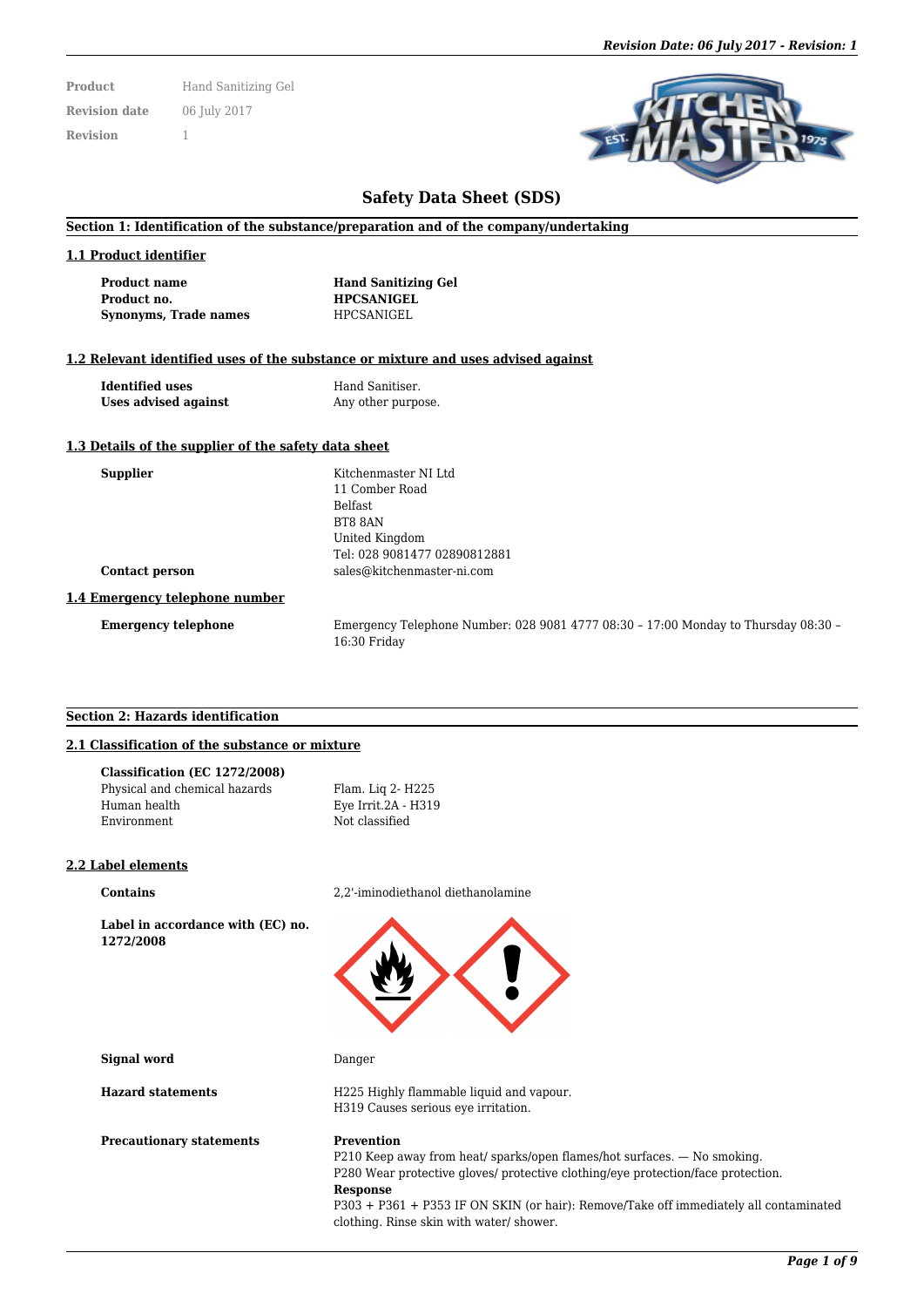| Product | Hand Sanitizing Gel |
| --- | --- |
| Revision date | 06 July 2017 |
| Revision | 1 |

# Safety Data Sheet (SDS)

## Section 1: Identification of the substance/preparation and of the company/undertaking

### 1.1 Product identifier

| | |
| --- | --- |
| **Product name** | **Hand Sanitizing Gel** |
| **Product no.** | **HPCSANIGEL** |
| **Synonyms, Trade names** | HPCSANIGEL |

### 1.2 Relevant identified uses of the substance or mixture and uses advised against

| | |
| --- | --- |
| **Identified uses** | Hand Sanitiser. |
| **Uses advised against** | Any other purpose. |

### 1.3 Details of the supplier of the safety data sheet

**Supplier**

Kitchenmaster NI Ltd
11 Comber Road
Belfast
BT8 8AN
United Kingdom
Tel: 028 9081477 02890812881

**Contact person**

sales@kitchenmaster-ni.com

### 1.4 Emergency telephone number

**Emergency telephone**

Emergency Telephone Number: 028 9081 4777 08:30 – 17:00 Monday to Thursday 08:30 – 16:30 Friday

## Section 2: Hazards identification

### 2.1 Classification of the substance or mixture

**Classification (EC 1272/2008)**

| | |
| --- | --- |
| Physical and chemical hazards | Flam. Liq 2- H225 |
| Human health | Eye Irrit.2A - H319 |
| Environment | Not classified |

### 2.2 Label elements

**Contains**

2,2'-iminodiethanol diethanolamine

**Label in accordance with (EC) no. 1272/2008**

**Signal word**

Danger

**Hazard statements**

H225 Highly flammable liquid and vapour.
H319 Causes serious eye irritation.

**Precautionary statements**

**Prevention**
P210 Keep away from heat/ sparks/open flames/hot surfaces. — No smoking.
P280 Wear protective gloves/ protective clothing/eye protection/face protection.
**Response**
P303 + P361 + P353 IF ON SKIN (or hair): Remove/Take off immediately all contaminated clothing. Rinse skin with water/ shower.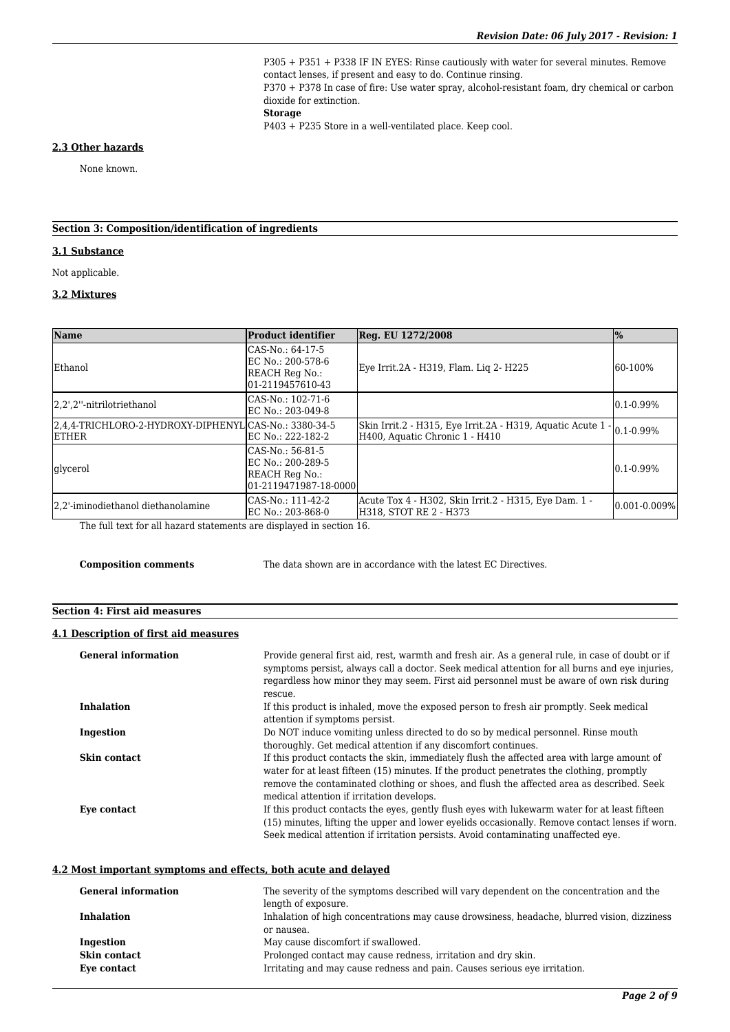P305 + P351 + P338 IF IN EYES: Rinse cautiously with water for several minutes. Remove contact lenses, if present and easy to do. Continue rinsing.
P370 + P378 In case of fire: Use water spray, alcohol-resistant foam, dry chemical or carbon dioxide for extinction.

**Storage**

P403 + P235 Store in a well-ventilated place. Keep cool.

### 2.3 Other hazards

None known.

## Section 3: Composition/identification of ingredients

### 3.1 Substance

Not applicable.

### 3.2 Mixtures

| Name | Product identifier | Reg. EU 1272/2008 | % |
|---|---|---|---|
| Ethanol | CAS-No.: 64-17-5<br>EC No.: 200-578-6<br>REACH Reg No.:<br>01-2119457610-43 | Eye Irrit.2A - H319, Flam. Liq 2- H225 | 60-100% |
| 2,2',2''-nitrilotriethanol | CAS-No.: 102-71-6<br>EC No.: 203-049-8 | | 0.1-0.99% |
| 2,4,4-TRICHLORO-2-HYDROXY-DIPHENYL ETHER | CAS-No.: 3380-34-5<br>EC No.: 222-182-2 | Skin Irrit.2 - H315, Eye Irrit.2A - H319, Aquatic Acute 1 - H400, Aquatic Chronic 1 - H410 | 0.1-0.99% |
| glycerol | CAS-No.: 56-81-5<br>EC No.: 200-289-5<br>REACH Reg No.:<br>01-2119471987-18-0000 | | 0.1-0.99% |
| 2,2'-iminodiethanol diethanolamine | CAS-No.: 111-42-2<br>EC No.: 203-868-0 | Acute Tox 4 - H302, Skin Irrit.2 - H315, Eye Dam. 1 - H318, STOT RE 2 - H373 | 0.001-0.009% |

The full text for all hazard statements are displayed in section 16.

**Composition comments** The data shown are in accordance with the latest EC Directives.

## Section 4: First aid measures

### 4.1 Description of first aid measures

**General information** Provide general first aid, rest, warmth and fresh air. As a general rule, in case of doubt or if symptoms persist, always call a doctor. Seek medical attention for all burns and eye injuries, regardless how minor they may seem. First aid personnel must be aware of own risk during rescue.

**Inhalation** If this product is inhaled, move the exposed person to fresh air promptly. Seek medical attention if symptoms persist.

**Ingestion** Do NOT induce vomiting unless directed to do so by medical personnel. Rinse mouth thoroughly. Get medical attention if any discomfort continues.

**Skin contact** If this product contacts the skin, immediately flush the affected area with large amount of water for at least fifteen (15) minutes. If the product penetrates the clothing, promptly remove the contaminated clothing or shoes, and flush the affected area as described. Seek medical attention if irritation develops.

**Eye contact** If this product contacts the eyes, gently flush eyes with lukewarm water for at least fifteen (15) minutes, lifting the upper and lower eyelids occasionally. Remove contact lenses if worn. Seek medical attention if irritation persists. Avoid contaminating unaffected eye.

### 4.2 Most important symptoms and effects, both acute and delayed

**General information** The severity of the symptoms described will vary dependent on the concentration and the length of exposure.

**Inhalation** Inhalation of high concentrations may cause drowsiness, headache, blurred vision, dizziness or nausea.

**Ingestion** May cause discomfort if swallowed.

**Skin contact** Prolonged contact may cause redness, irritation and dry skin.

**Eye contact** Irritating and may cause redness and pain. Causes serious eye irritation.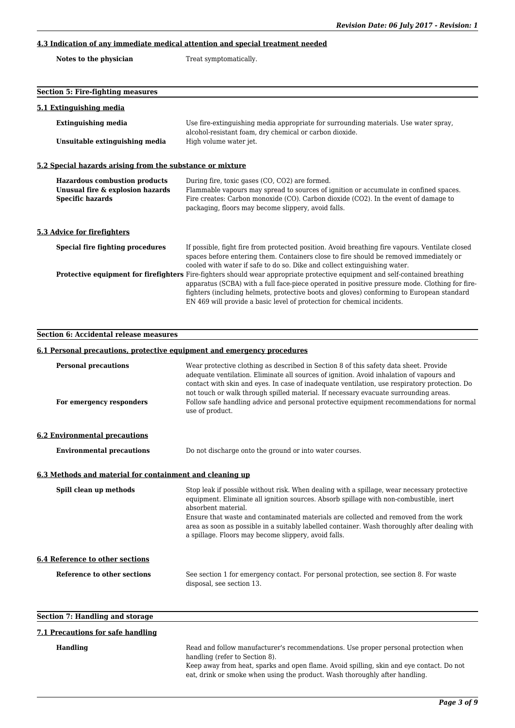### 4.3 Indication of any immediate medical attention and special treatment needed

**Notes to the physician** Treat symptomatically.

## Section 5: Fire-fighting measures

### 5.1 Extinguishing media

**Extinguishing media** Use fire-extinguishing media appropriate for surrounding materials. Use water spray, alcohol-resistant foam, dry chemical or carbon dioxide.

**Unsuitable extinguishing media** High volume water jet.

### 5.2 Special hazards arising from the substance or mixture

**Hazardous combustion products** During fire, toxic gases (CO, $CO_2$) are formed.

**Unusual fire & explosion hazards** Flammable vapours may spread to sources of ignition or accumulate in confined spaces.

**Specific hazards** Fire creates: Carbon monoxide (CO). Carbon dioxide ($CO_2$). In the event of damage to packaging, floors may become slippery, avoid falls.

### 5.3 Advice for firefighters

**Special fire fighting procedures** If possible, fight fire from protected position. Avoid breathing fire vapours. Ventilate closed spaces before entering them. Containers close to fire should be removed immediately or cooled with water if safe to do so. Dike and collect extinguishing water.

**Protective equipment for firefighters** Fire-fighters should wear appropriate protective equipment and self-contained breathing apparatus (SCBA) with a full face-piece operated in positive pressure mode. Clothing for fire-fighters (including helmets, protective boots and gloves) conforming to European standard EN 469 will provide a basic level of protection for chemical incidents.

## Section 6: Accidental release measures

### 6.1 Personal precautions, protective equipment and emergency procedures

**Personal precautions** Wear protective clothing as described in Section 8 of this safety data sheet. Provide adequate ventilation. Eliminate all sources of ignition. Avoid inhalation of vapours and contact with skin and eyes. In case of inadequate ventilation, use respiratory protection. Do not touch or walk through spilled material. If necessary evacuate surrounding areas.

**For emergency responders** Follow safe handling advice and personal protective equipment recommendations for normal use of product.

### 6.2 Environmental precautions

**Environmental precautions** Do not discharge onto the ground or into water courses.

### 6.3 Methods and material for containment and cleaning up

**Spill clean up methods** Stop leak if possible without risk. When dealing with a spillage, wear necessary protective equipment. Eliminate all ignition sources. Absorb spillage with non-combustible, inert absorbent material.
Ensure that waste and contaminated materials are collected and removed from the work area as soon as possible in a suitably labelled container. Wash thoroughly after dealing with a spillage. Floors may become slippery, avoid falls.

### 6.4 Reference to other sections

**Reference to other sections** See section 1 for emergency contact. For personal protection, see section 8. For waste disposal, see section 13.

## Section 7: Handling and storage

### 7.1 Precautions for safe handling

**Handling** Read and follow manufacturer's recommendations. Use proper personal protection when handling (refer to Section 8).
Keep away from heat, sparks and open flame. Avoid spilling, skin and eye contact. Do not eat, drink or smoke when using the product. Wash thoroughly after handling.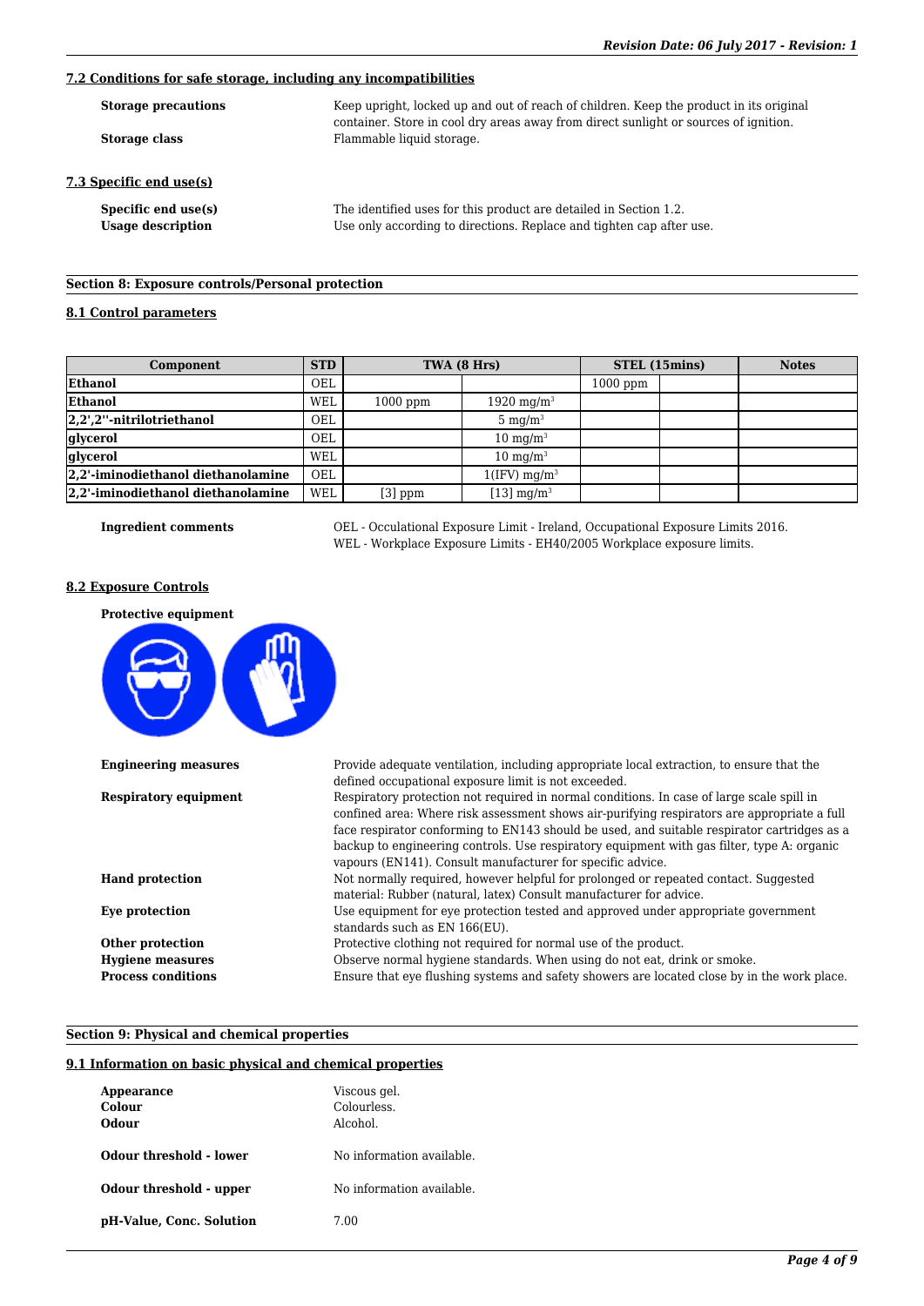### 7.2 Conditions for safe storage, including any incompatibilities

**Storage precautions** Keep upright, locked up and out of reach of children. Keep the product in its original container. Store in cool dry areas away from direct sunlight or sources of ignition.

**Storage class** Flammable liquid storage.

### 7.3 Specific end use(s)

**Specific end use(s)** The identified uses for this product are detailed in Section 1.2.

**Usage description** Use only according to directions. Replace and tighten cap after use.

## Section 8: Exposure controls/Personal protection

### 8.1 Control parameters

| Component | STD | TWA (8 Hrs) | | STEL (15mins) | | Notes |
|---|---|---|---|---|---|---|
| **Ethanol** | OEL | | | 1000 ppm | | |
| **Ethanol** | WEL | 1000 ppm | 1920 mg/m³ | | | |
| **2,2',2''-nitrilotriethanol** | OEL | | 5 mg/m³ | | | |
| **glycerol** | OEL | | 10 mg/m³ | | | |
| **glycerol** | WEL | | 10 mg/m³ | | | |
| **2,2'-iminodiethanol diethanolamine** | OEL | | 1(IFV) mg/m³ | | | |
| **2,2'-iminodiethanol diethanolamine** | WEL | [3] ppm | [13] mg/m³ | | | |

**Ingredient comments** OEL - Occulational Exposure Limit - Ireland, Occupational Exposure Limits 2016.
WEL - Workplace Exposure Limits - EH40/2005 Workplace exposure limits.

### 8.2 Exposure Controls

**Protective equipment**

**Engineering measures** Provide adequate ventilation, including appropriate local extraction, to ensure that the defined occupational exposure limit is not exceeded.

**Respiratory equipment** Respiratory protection not required in normal conditions. In case of large scale spill in confined area: Where risk assessment shows air-purifying respirators are appropriate a full face respirator conforming to EN143 should be used, and suitable respirator cartridges as a backup to engineering controls. Use respiratory equipment with gas filter, type A: organic vapours (EN141). Consult manufacturer for specific advice.

**Hand protection** Not normally required, however helpful for prolonged or repeated contact. Suggested material: Rubber (natural, latex) Consult manufacturer for advice.

**Eye protection** Use equipment for eye protection tested and approved under appropriate government standards such as EN 166(EU).

**Other protection** Protective clothing not required for normal use of the product.

**Hygiene measures** Observe normal hygiene standards. When using do not eat, drink or smoke.

**Process conditions** Ensure that eye flushing systems and safety showers are located close by in the work place.

## Section 9: Physical and chemical properties

### 9.1 Information on basic physical and chemical properties

**Appearance** Viscous gel.

**Colour** Colourless.

**Odour** Alcohol.

**Odour threshold - lower** No information available.

**Odour threshold - upper** No information available.

**pH-Value, Conc. Solution** 7.00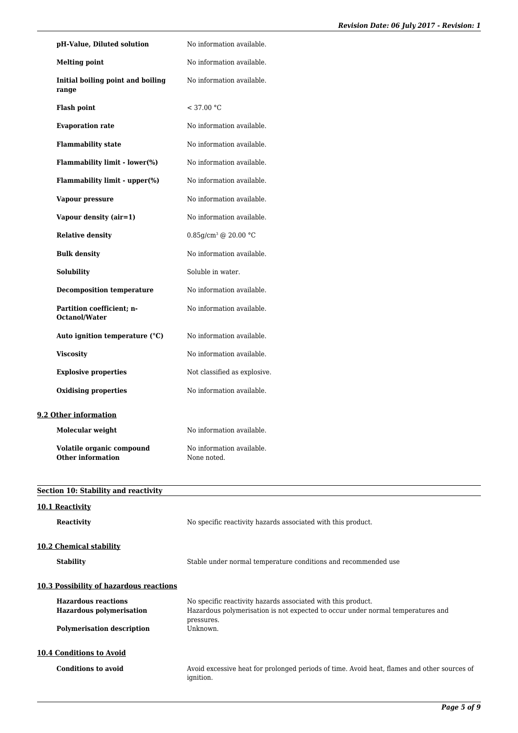| | |
|---|---|
| **pH-Value, Diluted solution** | No information available. |
| **Melting point** | No information available. |
| **Initial boiling point and boiling range** | No information available. |
| **Flash point** | < 37.00 °C |
| **Evaporation rate** | No information available. |
| **Flammability state** | No information available. |
| **Flammability limit - lower(%)** | No information available. |
| **Flammability limit - upper(%)** | No information available. |
| **Vapour pressure** | No information available. |
| **Vapour density (air=1)** | No information available. |
| **Relative density** | 0.85g/cm³ @ 20.00 °C |
| **Bulk density** | No information available. |
| **Solubility** | Soluble in water. |
| **Decomposition temperature** | No information available. |
| **Partition coefficient; n-Octanol/Water** | No information available. |
| **Auto ignition temperature (°C)** | No information available. |
| **Viscosity** | No information available. |
| **Explosive properties** | Not classified as explosive. |
| **Oxidising properties** | No information available. |

**9.2 Other information**

| | |
|---|---|
| **Molecular weight** | No information available. |
| **Volatile organic compound** | No information available. |
| **Other information** | None noted. |

## Section 10: Stability and reactivity

**10.1 Reactivity**

| | |
|---|---|
| **Reactivity** | No specific reactivity hazards associated with this product. |

**10.2 Chemical stability**

| | |
|---|---|
| **Stability** | Stable under normal temperature conditions and recommended use |

**10.3 Possibility of hazardous reactions**

| | |
|---|---|
| **Hazardous reactions** | No specific reactivity hazards associated with this product. |
| **Hazardous polymerisation** | Hazardous polymerisation is not expected to occur under normal temperatures and pressures. |
| **Polymerisation description** | Unknown. |

**10.4 Conditions to Avoid**

| | |
|---|---|
| **Conditions to avoid** | Avoid excessive heat for prolonged periods of time. Avoid heat, flames and other sources of ignition. |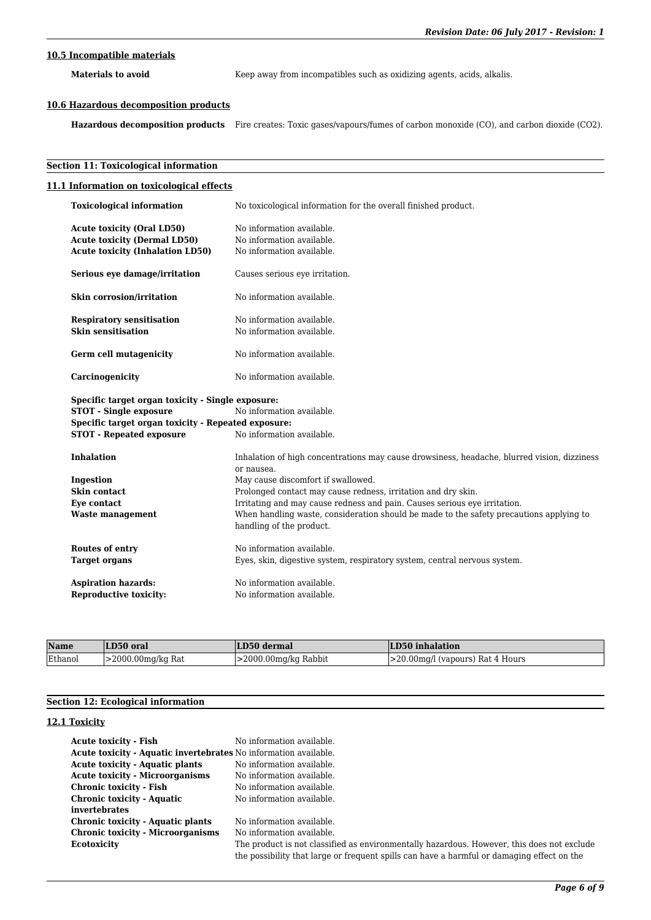### 10.5 Incompatible materials

**Materials to avoid** Keep away from incompatibles such as oxidizing agents, acids, alkalis.

### 10.6 Hazardous decomposition products

**Hazardous decomposition products** Fire creates: Toxic gases/vapours/fumes of carbon monoxide (CO), and carbon dioxide ($CO_2$).

## Section 11: Toxicological information

### 11.1 Information on toxicological effects

**Toxicological information** No toxicological information for the overall finished product.

**Acute toxicity (Oral LD50)** No information available.
**Acute toxicity (Dermal LD50)** No information available.
**Acute toxicity (Inhalation LD50)** No information available.

**Serious eye damage/irritation** Causes serious eye irritation.

**Skin corrosion/irritation** No information available.

**Respiratory sensitisation** No information available.
**Skin sensitisation** No information available.

**Germ cell mutagenicity** No information available.

**Carcinogenicity** No information available.

**Specific target organ toxicity - Single exposure:**
**STOT - Single exposure** No information available.
**Specific target organ toxicity - Repeated exposure:**
**STOT - Repeated exposure** No information available.

**Inhalation** Inhalation of high concentrations may cause drowsiness, headache, blurred vision, dizziness or nausea.
**Ingestion** May cause discomfort if swallowed.
**Skin contact** Prolonged contact may cause redness, irritation and dry skin.
**Eye contact** Irritating and may cause redness and pain. Causes serious eye irritation.
**Waste management** When handling waste, consideration should be made to the safety precautions applying to handling of the product.

**Routes of entry** No information available.
**Target organs** Eyes, skin, digestive system, respiratory system, central nervous system.

**Aspiration hazards:** No information available.
**Reproductive toxicity:** No information available.

| Name | LD50 oral | LD50 dermal | LD50 inhalation |
|---|---|---|---|
| Ethanol | >2000.00mg/kg Rat | >2000.00mg/kg Rabbit | >20.00mg/l (vapours) Rat 4 Hours |

## Section 12: Ecological information

### 12.1 Toxicity

**Acute toxicity - Fish** No information available.
**Acute toxicity - Aquatic invertebrates** No information available.
**Acute toxicity - Aquatic plants** No information available.
**Acute toxicity - Microorganisms** No information available.
**Chronic toxicity - Fish** No information available.
**Chronic toxicity - Aquatic invertebrates** No information available.
**Chronic toxicity - Aquatic plants** No information available.
**Chronic toxicity - Microorganisms** No information available.
**Ecotoxicity** The product is not classified as environmentally hazardous. However, this does not exclude the possibility that large or frequent spills can have a harmful or damaging effect on the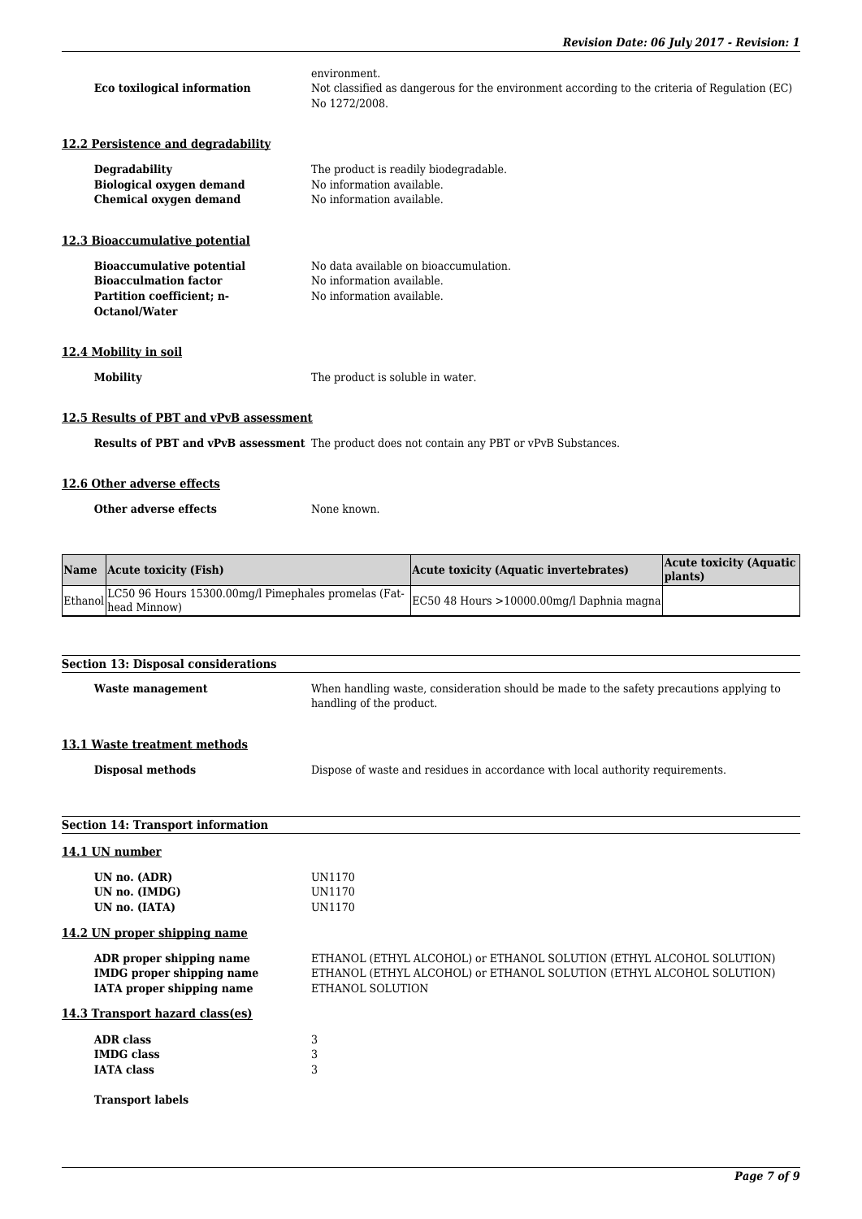environment.

**Eco toxilogical information** Not classified as dangerous for the environment according to the criteria of Regulation (EC) No 1272/2008.

### 12.2 Persistence and degradability

**Degradability** The product is readily biodegradable.
**Biological oxygen demand** No information available.
**Chemical oxygen demand** No information available.

### 12.3 Bioaccumulative potential

**Bioaccumulative potential** No data available on bioaccumulation.
**Bioacculmation factor** No information available.
**Partition coefficient; n-Octanol/Water** No information available.

### 12.4 Mobility in soil

**Mobility** The product is soluble in water.

### 12.5 Results of PBT and vPvB assessment

**Results of PBT and vPvB assessment** The product does not contain any PBT or vPvB Substances.

### 12.6 Other adverse effects

**Other adverse effects** None known.

| Name | Acute toxicity (Fish) | Acute toxicity (Aquatic invertebrates) | Acute toxicity (Aquatic plants) |
|---|---|---|---|
| Ethanol | LC50 96 Hours 15300.00mg/l Pimephales promelas (Fat-head Minnow) | EC50 48 Hours >10000.00mg/l Daphnia magna | |

## Section 13: Disposal considerations

**Waste management** When handling waste, consideration should be made to the safety precautions applying to handling of the product.

### 13.1 Waste treatment methods

**Disposal methods** Dispose of waste and residues in accordance with local authority requirements.

## Section 14: Transport information

### 14.1 UN number

**UN no. (ADR)** UN1170
**UN no. (IMDG)** UN1170
**UN no. (IATA)** UN1170

### 14.2 UN proper shipping name

**ADR proper shipping name** ETHANOL (ETHYL ALCOHOL) or ETHANOL SOLUTION (ETHYL ALCOHOL SOLUTION)
**IMDG proper shipping name** ETHANOL (ETHYL ALCOHOL) or ETHANOL SOLUTION (ETHYL ALCOHOL SOLUTION)
**IATA proper shipping name** ETHANOL SOLUTION

### 14.3 Transport hazard class(es)

**ADR class** 3
**IMDG class** 3
**IATA class** 3

**Transport labels**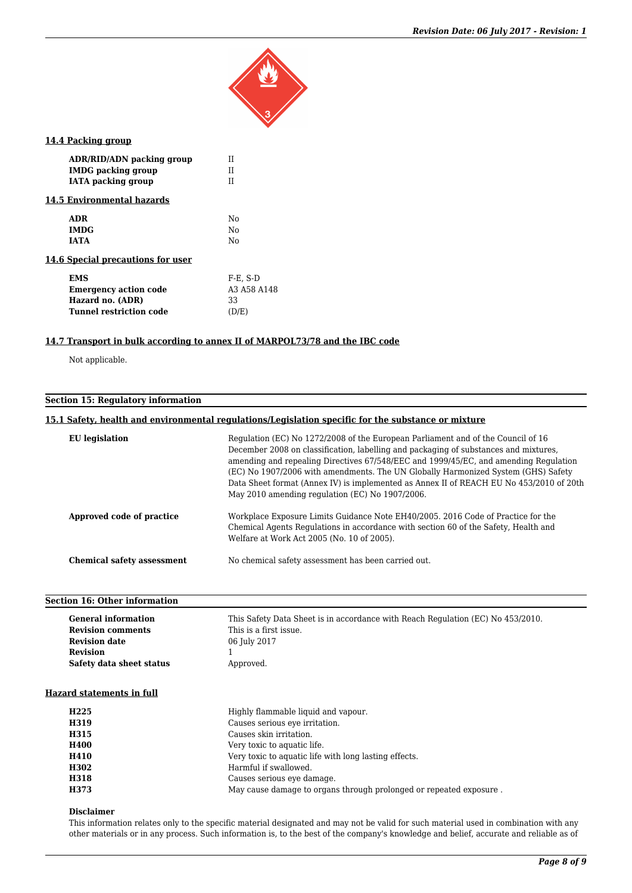### 14.4 Packing group

| | |
|---|---|
| **ADR/RID/ADN packing group** | II |
| **IMDG packing group** | II |
| **IATA packing group** | II |

### 14.5 Environmental hazards

| | |
|---|---|
| **ADR** | No |
| **IMDG** | No |
| **IATA** | No |

### 14.6 Special precautions for user

| | |
|---|---|
| **EMS** | F-E, S-D |
| **Emergency action code** | A3 A58 A148 |
| **Hazard no. (ADR)** | 33 |
| **Tunnel restriction code** | (D/E) |

### 14.7 Transport in bulk according to annex II of MARPOL73/78 and the IBC code

Not applicable.

## Section 15: Regulatory information

### 15.1 Safety, health and environmental regulations/Legislation specific for the substance or mixture

**EU legislation**

Regulation (EC) No 1272/2008 of the European Parliament and of the Council of 16 December 2008 on classification, labelling and packaging of substances and mixtures, amending and repealing Directives 67/548/EEC and 1999/45/EC, and amending Regulation (EC) No 1907/2006 with amendments. The UN Globally Harmonized System (GHS) Safety Data Sheet format (Annex IV) is implemented as Annex II of REACH EU No 453/2010 of 20th May 2010 amending regulation (EC) No 1907/2006.

**Approved code of practice**

Workplace Exposure Limits Guidance Note EH40/2005. 2016 Code of Practice for the Chemical Agents Regulations in accordance with section 60 of the Safety, Health and Welfare at Work Act 2005 (No. 10 of 2005).

**Chemical safety assessment**

No chemical safety assessment has been carried out.

## Section 16: Other information

| | |
|---|---|
| **General information** | This Safety Data Sheet is in accordance with Reach Regulation (EC) No 453/2010. |
| **Revision comments** | This is a first issue. |
| **Revision date** | 06 July 2017 |
| **Revision** | 1 |
| **Safety data sheet status** | Approved. |

### Hazard statements in full

| | |
|---|---|
| **H225** | Highly flammable liquid and vapour. |
| **H319** | Causes serious eye irritation. |
| **H315** | Causes skin irritation. |
| **H400** | Very toxic to aquatic life. |
| **H410** | Very toxic to aquatic life with long lasting effects. |
| **H302** | Harmful if swallowed. |
| **H318** | Causes serious eye damage. |
| **H373** | May cause damage to organs through prolonged or repeated exposure . |

**Disclaimer**

This information relates only to the specific material designated and may not be valid for such material used in combination with any other materials or in any process. Such information is, to the best of the company's knowledge and belief, accurate and reliable as of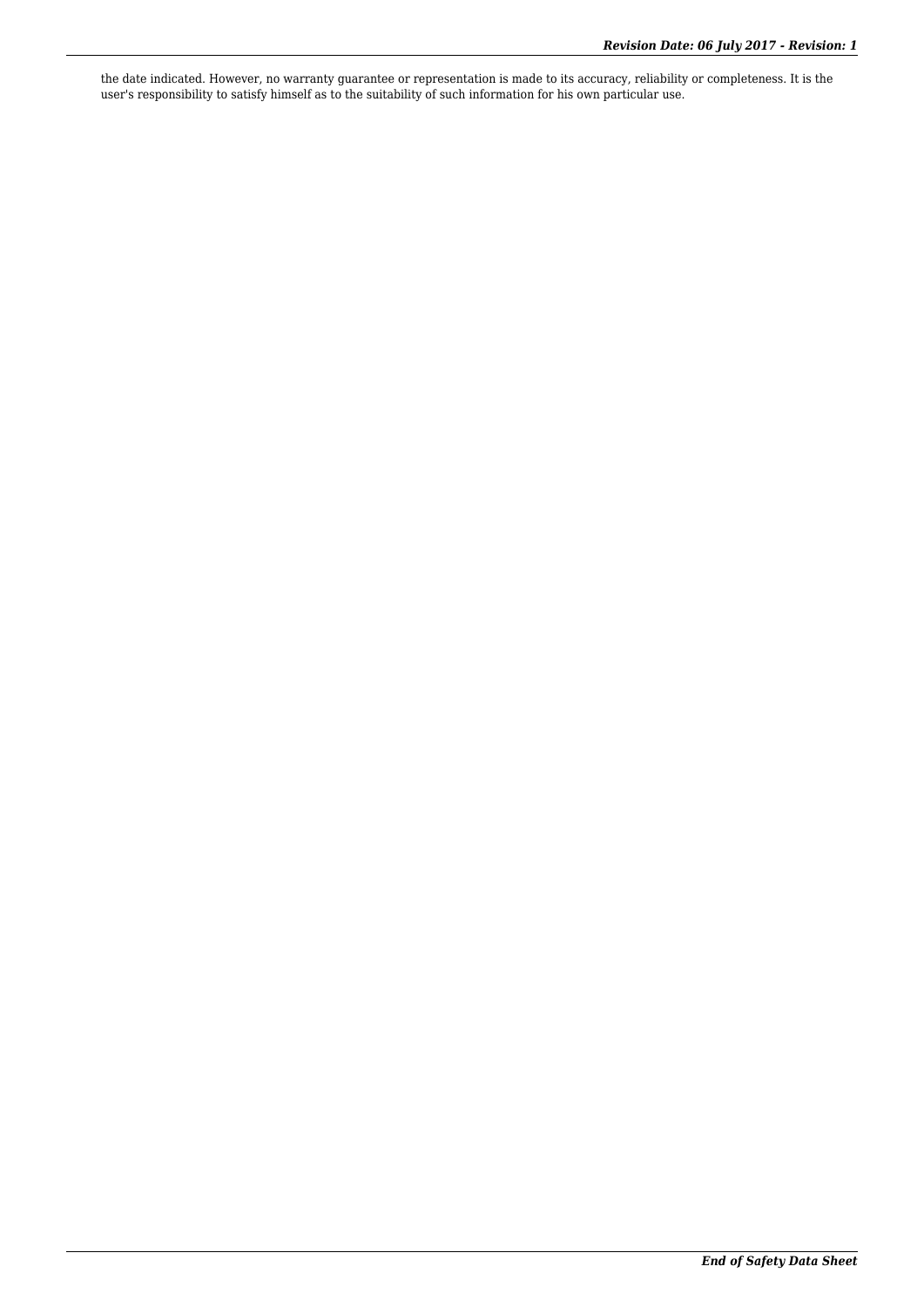the date indicated. However, no warranty guarantee or representation is made to its accuracy, reliability or completeness. It is the user's responsibility to satisfy himself as to the suitability of such information for his own particular use.

***End of Safety Data Sheet***